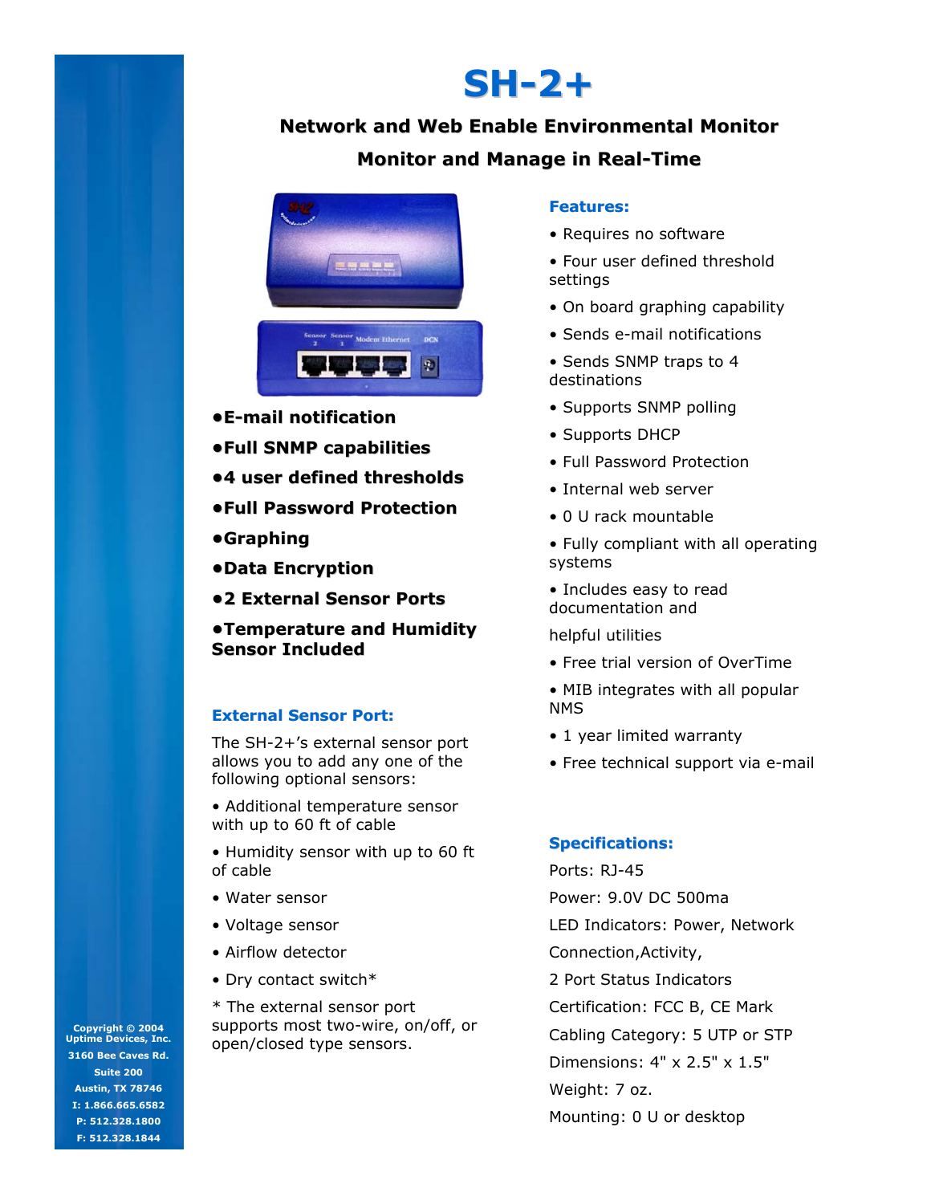# SH-2+

## Network and Web Enable Environmental Monitor

## Monitor and Manage in Real-Time

- **E-mail notification**
- **Full SNMP capabilities**
- **4 user defined thresholds**
- **Full Password Protection**
- **Graphing**
- **Data Encryption**
- **2 External Sensor Ports**
- **Temperature and Humidity Sensor Included**

### External Sensor Port:

The SH-2+'s external sensor port allows you to add any one of the following optional sensors:

- Additional temperature sensor with up to 60 ft of cable
- Humidity sensor with up to 60 ft of cable
- Water sensor
- Voltage sensor
- Airflow detector
- Dry contact switch*

* The external sensor port supports most two-wire, on/off, or open/closed type sensors.

### Features:

- Requires no software
- Four user defined threshold settings
- On board graphing capability
- Sends e-mail notifications
- Sends SNMP traps to 4 destinations
- Supports SNMP polling
- Supports DHCP
- Full Password Protection
- Internal web server
- 0 U rack mountable
- Fully compliant with all operating systems
- Includes easy to read documentation and

helpful utilities

- Free trial version of OverTime
- MIB integrates with all popular NMS
- 1 year limited warranty
- Free technical support via e-mail

### Specifications:

Ports: RJ-45

Power: 9.0V DC 500ma

LED Indicators: Power, Network

Connection,Activity,

2 Port Status Indicators

Certification: FCC B, CE Mark

Cabling Category: 5 UTP or STP

Dimensions: 4" x 2.5" x 1.5"

Weight: 7 oz.

Mounting: 0 U or desktop

Copyright © 2004
Uptime Devices, Inc.
3160 Bee Caves Rd.
Suite 200
Austin, TX 78746
I: 1.866.665.6582
P: 512.328.1800
F: 512.328.1844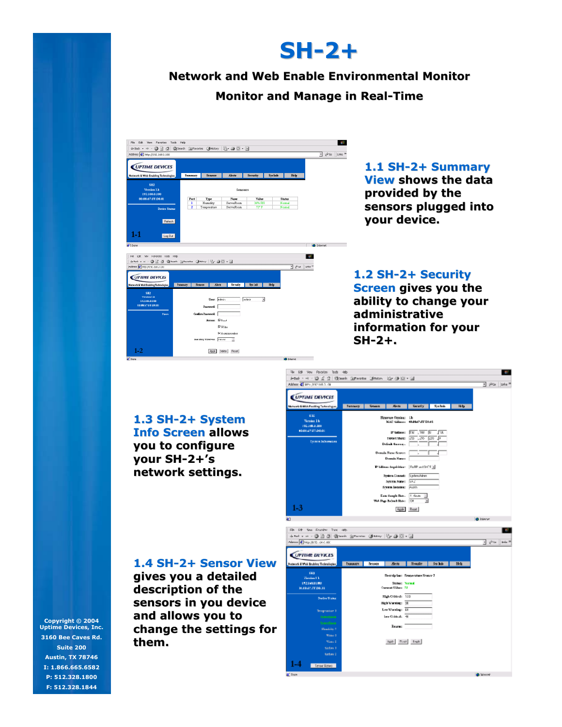# SH-2+

## Network and Web Enable Environmental Monitor

## Monitor and Manage in Real-Time

**1.1 SH-2+ Summary View shows the data provided by the sensors plugged into your device.**

**1.2 SH-2+ Security Screen gives you the ability to change your administrative information for your SH-2+.**

**1.3 SH-2+ System Info Screen allows you to configure your SH-2+'s network settings.**

**1.4 SH-2+ Sensor View gives you a detailed description of the sensors in you device and allows you to change the settings for them.**

Copyright © 2004
Uptime Devices, Inc.

3160 Bee Caves Rd.
Suite 200
Austin, TX 78746
I: 1.866.665.6582
P: 512.328.1800
F: 512.328.1844